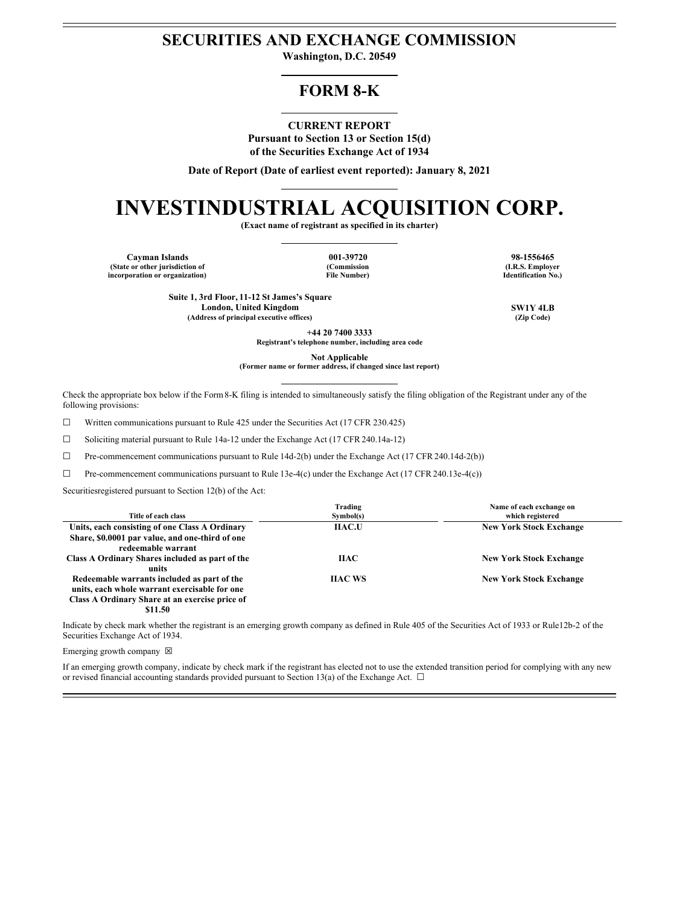# SECURITIES AND EXCHANGE COMMISSION

**Washington, D.C. 20549**

## FORM 8-K

**CURRENT REPORT**
**Pursuant to Section 13 or Section 15(d)**
**of the Securities Exchange Act of 1934**

**Date of Report (Date of earliest event reported): January 8, 2021**

# INVESTINDUSTRIAL ACQUISITION CORP.

**(Exact name of registrant as specified in its charter)**

| Cayman Islands | 001-39720 | 98-1556465 |
|---|---|---|
| (State or other jurisdiction of incorporation or organization) | (Commission File Number) | (I.R.S. Employer Identification No.) |

| Suite 1, 3rd Floor, 11-12 St James's Square London, United Kingdom | SW1Y 4LB |
|---|---|
| (Address of principal executive offices) | (Zip Code) |

**+44 20 7400 3333**
**Registrant's telephone number, including area code**

**Not Applicable**
**(Former name or former address, if changed since last report)**

Check the appropriate box below if the Form 8-K filing is intended to simultaneously satisfy the filing obligation of the Registrant under any of the following provisions:

☐ Written communications pursuant to Rule 425 under the Securities Act (17 CFR 230.425)

☐ Soliciting material pursuant to Rule 14a-12 under the Exchange Act (17 CFR 240.14a-12)

☐ Pre-commencement communications pursuant to Rule 14d-2(b) under the Exchange Act (17 CFR 240.14d-2(b))

☐ Pre-commencement communications pursuant to Rule 13e-4(c) under the Exchange Act (17 CFR 240.13e-4(c))

Securitiesregistered pursuant to Section 12(b) of the Act:

| Title of each class | Trading Symbol(s) | Name of each exchange on which registered |
|---|---|---|
| **Units, each consisting of one Class A Ordinary Share, $0.0001 par value, and one-third of one redeemable warrant** | **IIAC.U** | **New York Stock Exchange** |
| **Class A Ordinary Shares included as part of the units** | **IIAC** | **New York Stock Exchange** |
| **Redeemable warrants included as part of the units, each whole warrant exercisable for one Class A Ordinary Share at an exercise price of $11.50** | **IIAC WS** | **New York Stock Exchange** |

Indicate by check mark whether the registrant is an emerging growth company as defined in Rule 405 of the Securities Act of 1933 or Rule12b-2 of the Securities Exchange Act of 1934.

Emerging growth company ☒

If an emerging growth company, indicate by check mark if the registrant has elected not to use the extended transition period for complying with any new or revised financial accounting standards provided pursuant to Section 13(a) of the Exchange Act. ☐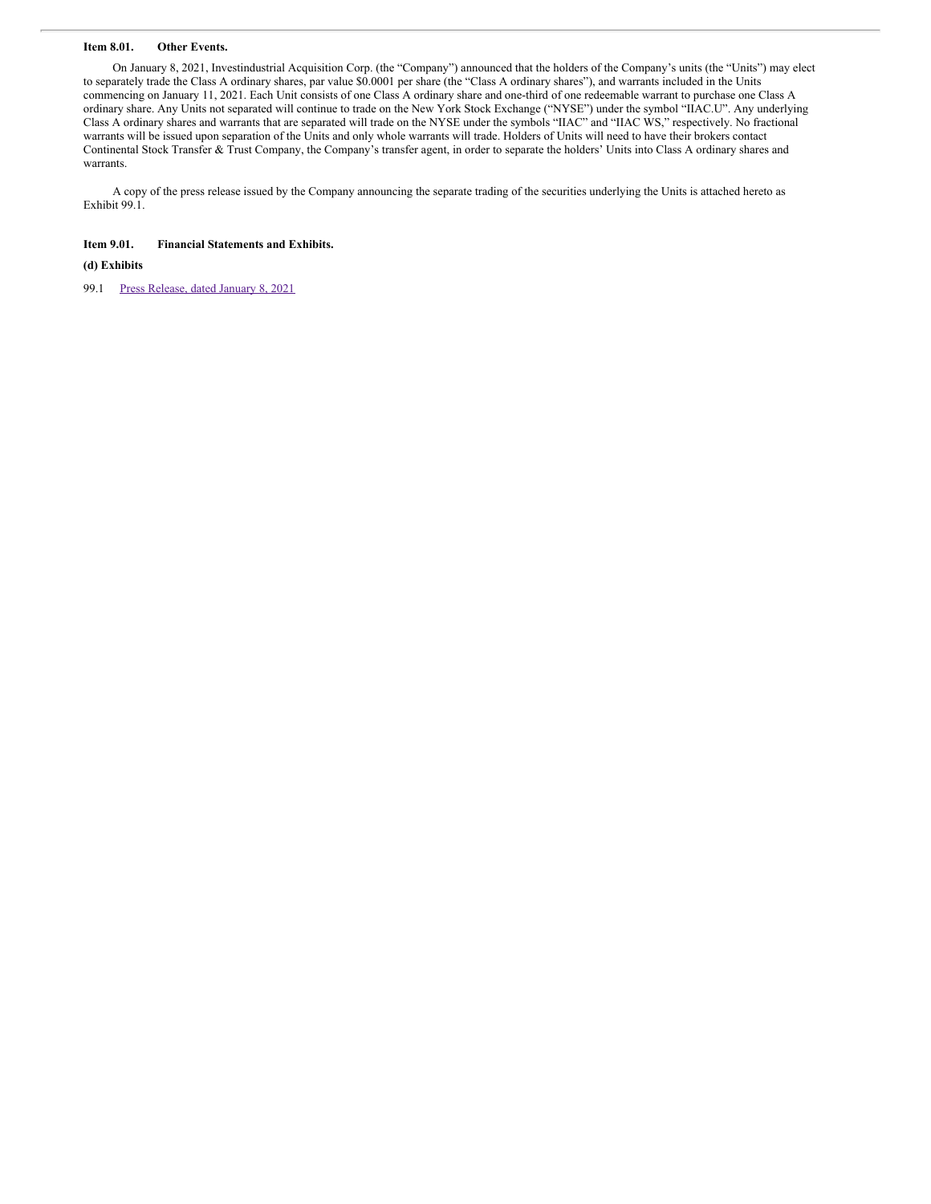**Item 8.01. Other Events.**

On January 8, 2021, Investindustrial Acquisition Corp. (the "Company") announced that the holders of the Company's units (the "Units") may elect to separately trade the Class A ordinary shares, par value $0.0001 per share (the "Class A ordinary shares"), and warrants included in the Units commencing on January 11, 2021. Each Unit consists of one Class A ordinary share and one-third of one redeemable warrant to purchase one Class A ordinary share. Any Units not separated will continue to trade on the New York Stock Exchange ("NYSE") under the symbol "IIAC.U". Any underlying Class A ordinary shares and warrants that are separated will trade on the NYSE under the symbols "IIAC" and "IIAC WS," respectively. No fractional warrants will be issued upon separation of the Units and only whole warrants will trade. Holders of Units will need to have their brokers contact Continental Stock Transfer & Trust Company, the Company's transfer agent, in order to separate the holders' Units into Class A ordinary shares and warrants.

A copy of the press release issued by the Company announcing the separate trading of the securities underlying the Units is attached hereto as Exhibit 99.1.

**Item 9.01. Financial Statements and Exhibits.**

**(d) Exhibits**

99.1 Press Release, dated January 8, 2021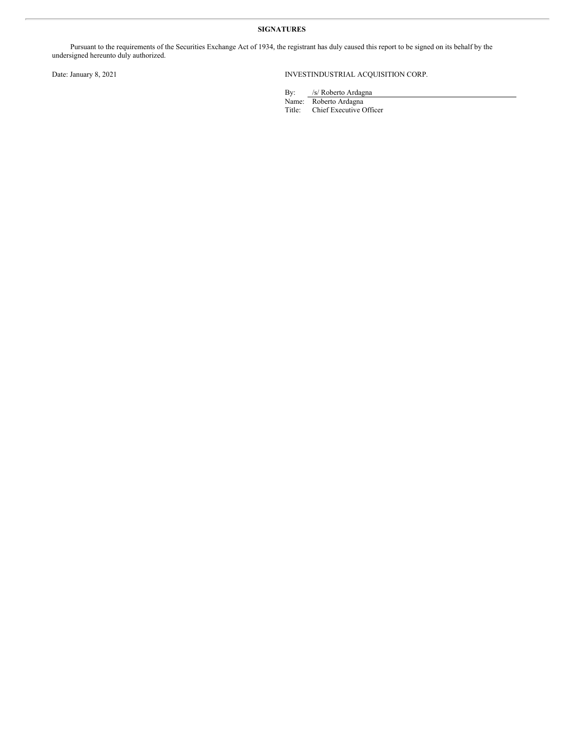**SIGNATURES**

Pursuant to the requirements of the Securities Exchange Act of 1934, the registrant has duly caused this report to be signed on its behalf by the undersigned hereunto duly authorized.

Date: January 8, 2021

INVESTINDUSTRIAL ACQUISITION CORP.

By: /s/ Roberto Ardagna
Name: Roberto Ardagna
Title: Chief Executive Officer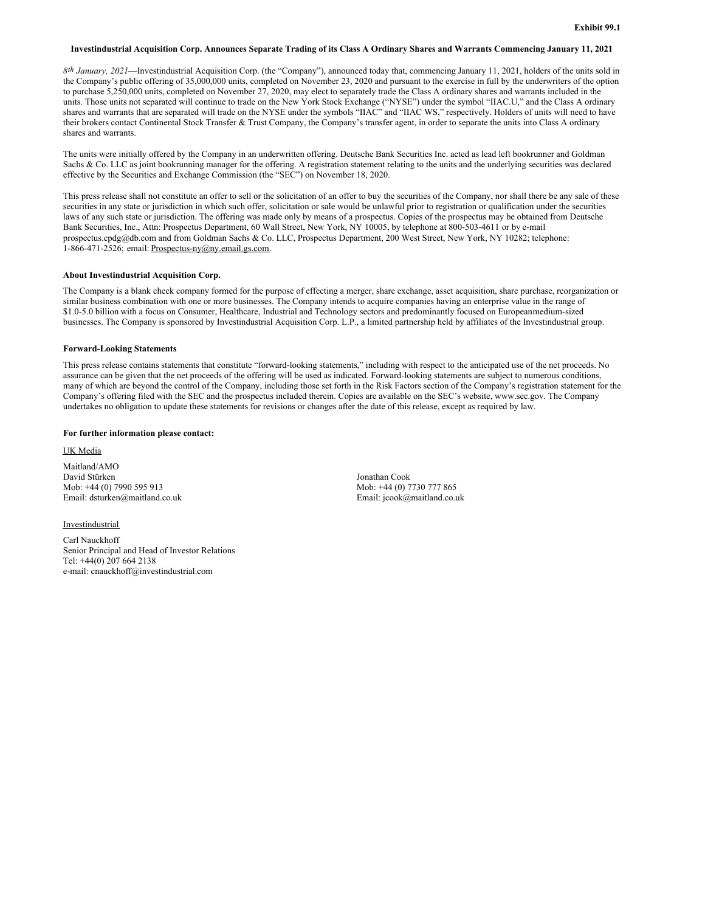**Exhibit 99.1**

**Investindustrial Acquisition Corp. Announces Separate Trading of its Class A Ordinary Shares and Warrants Commencing January 11, 2021**

*8th January, 2021*—Investindustrial Acquisition Corp. (the "Company"), announced today that, commencing January 11, 2021, holders of the units sold in the Company's public offering of 35,000,000 units, completed on November 23, 2020 and pursuant to the exercise in full by the underwriters of the option to purchase 5,250,000 units, completed on November 27, 2020, may elect to separately trade the Class A ordinary shares and warrants included in the units. Those units not separated will continue to trade on the New York Stock Exchange ("NYSE") under the symbol "IIAC.U," and the Class A ordinary shares and warrants that are separated will trade on the NYSE under the symbols "IIAC" and "IIAC WS," respectively. Holders of units will need to have their brokers contact Continental Stock Transfer & Trust Company, the Company's transfer agent, in order to separate the units into Class A ordinary shares and warrants.

The units were initially offered by the Company in an underwritten offering. Deutsche Bank Securities Inc. acted as lead left bookrunner and Goldman Sachs & Co. LLC as joint bookrunning manager for the offering. A registration statement relating to the units and the underlying securities was declared effective by the Securities and Exchange Commission (the "SEC") on November 18, 2020.

This press release shall not constitute an offer to sell or the solicitation of an offer to buy the securities of the Company, nor shall there be any sale of these securities in any state or jurisdiction in which such offer, solicitation or sale would be unlawful prior to registration or qualification under the securities laws of any such state or jurisdiction. The offering was made only by means of a prospectus. Copies of the prospectus may be obtained from Deutsche Bank Securities, Inc., Attn: Prospectus Department, 60 Wall Street, New York, NY 10005, by telephone at 800-503-4611 or by e-mail prospectus.cpdg@db.com and from Goldman Sachs & Co. LLC, Prospectus Department, 200 West Street, New York, NY 10282; telephone: 1-866-471-2526; email: Prospectus-ny@ny.email.gs.com.

**About Investindustrial Acquisition Corp.**

The Company is a blank check company formed for the purpose of effecting a merger, share exchange, asset acquisition, share purchase, reorganization or similar business combination with one or more businesses. The Company intends to acquire companies having an enterprise value in the range of $1.0-5.0 billion with a focus on Consumer, Healthcare, Industrial and Technology sectors and predominantly focused on Europeanmedium-sized businesses. The Company is sponsored by Investindustrial Acquisition Corp. L.P., a limited partnership held by affiliates of the Investindustrial group.

**Forward-Looking Statements**

This press release contains statements that constitute "forward-looking statements," including with respect to the anticipated use of the net proceeds. No assurance can be given that the net proceeds of the offering will be used as indicated. Forward-looking statements are subject to numerous conditions, many of which are beyond the control of the Company, including those set forth in the Risk Factors section of the Company's registration statement for the Company's offering filed with the SEC and the prospectus included therein. Copies are available on the SEC's website, www.sec.gov. The Company undertakes no obligation to update these statements for revisions or changes after the date of this release, except as required by law.

**For further information please contact:**

UK Media

Maitland/AMO
David Stürken
Mob: +44 (0) 7990 595 913
Email: dsturken@maitland.co.uk

Jonathan Cook
Mob: +44 (0) 7730 777 865
Email: jcook@maitland.co.uk

Investindustrial

Carl Nauckhoff
Senior Principal and Head of Investor Relations
Tel: +44(0) 207 664 2138
e-mail: cnauckhoff@investindustrial.com